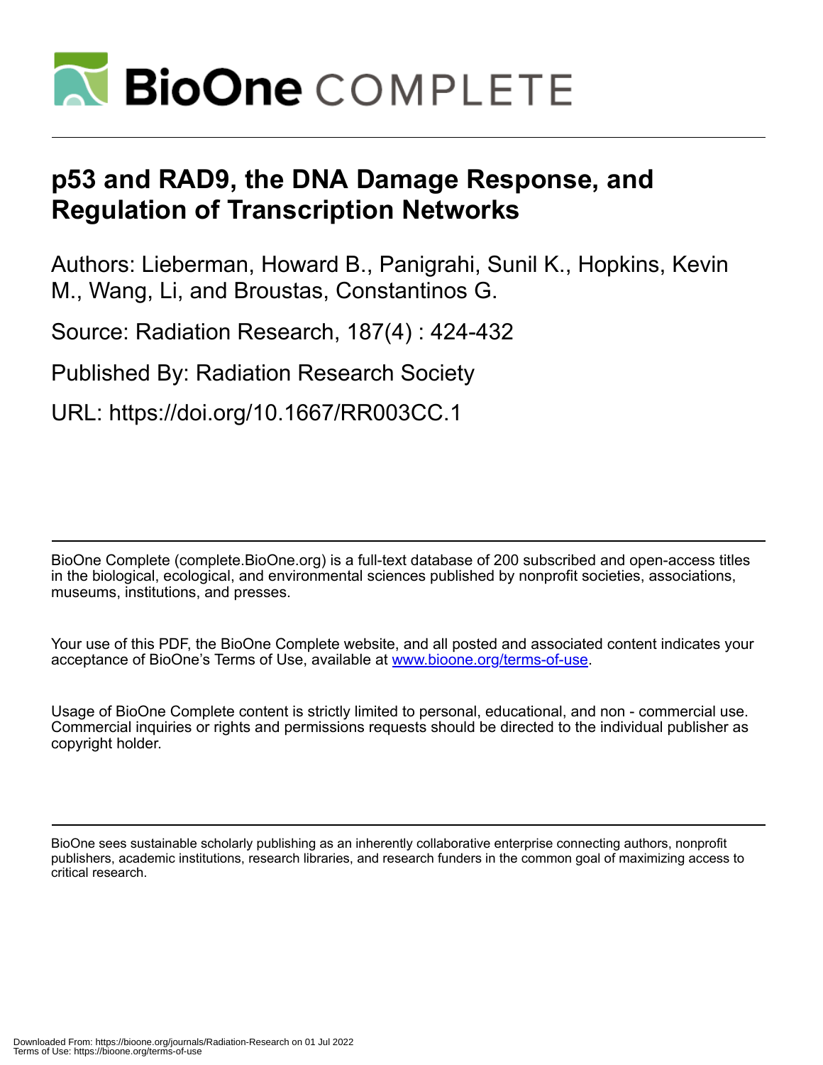# p53 and RAD9, the DNA Damage Response, and Regulation of Transcription Networks

Authors: Lieberman, Howard B., Panigrahi, Sunil K., Hopkins, Kevin M., Wang, Li, and Broustas, Constantinos G.

Source: Radiation Research, 187(4) : 424-432

Published By: Radiation Research Society

URL: https://doi.org/10.1667/RR003CC.1

---

BioOne Complete (complete.BioOne.org) is a full-text database of 200 subscribed and open-access titles in the biological, ecological, and environmental sciences published by nonprofit societies, associations, museums, institutions, and presses.

Your use of this PDF, the BioOne Complete website, and all posted and associated content indicates your acceptance of BioOne's Terms of Use, available at www.bioone.org/terms-of-use.

Usage of BioOne Complete content is strictly limited to personal, educational, and non - commercial use. Commercial inquiries or rights and permissions requests should be directed to the individual publisher as copyright holder.

---

BioOne sees sustainable scholarly publishing as an inherently collaborative enterprise connecting authors, nonprofit publishers, academic institutions, research libraries, and research funders in the common goal of maximizing access to critical research.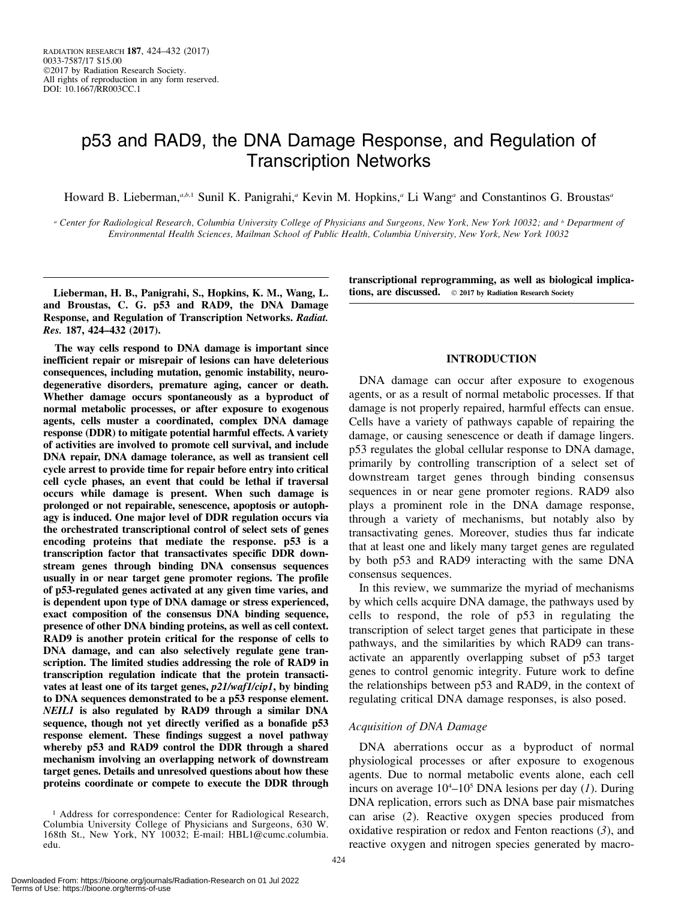RADIATION RESEARCH **187**, 424–432 (2017)
0033-7587/17 $15.00
©2017 by Radiation Research Society.
All rights of reproduction in any form reserved.
DOI: 10.1667/RR003CC.1

# p53 and RAD9, the DNA Damage Response, and Regulation of Transcription Networks

Howard B. Lieberman,[a,b,1] Sunil K. Panigrahi,[a] Kevin M. Hopkins,[a] Li Wang[a] and Constantinos G. Broustas[a]

[a] Center for Radiological Research, Columbia University College of Physicians and Surgeons, New York, New York 10032; and [b] Department of Environmental Health Sciences, Mailman School of Public Health, Columbia University, New York, New York 10032

**Lieberman, H. B., Panigrahi, S., Hopkins, K. M., Wang, L. and Broustas, C. G. p53 and RAD9, the DNA Damage Response, and Regulation of Transcription Networks. *Radiat. Res.* 187, 424–432 (2017).**

**The way cells respond to DNA damage is important since inefficient repair or misrepair of lesions can have deleterious consequences, including mutation, genomic instability, neurodegenerative disorders, premature aging, cancer or death. Whether damage occurs spontaneously as a byproduct of normal metabolic processes, or after exposure to exogenous agents, cells muster a coordinated, complex DNA damage response (DDR) to mitigate potential harmful effects. A variety of activities are involved to promote cell survival, and include DNA repair, DNA damage tolerance, as well as transient cell cycle arrest to provide time for repair before entry into critical cell cycle phases, an event that could be lethal if traversal occurs while damage is present. When such damage is prolonged or not repairable, senescence, apoptosis or autophagy is induced. One major level of DDR regulation occurs via the orchestrated transcriptional control of select sets of genes encoding proteins that mediate the response. p53 is a transcription factor that transactivates specific DDR downstream genes through binding DNA consensus sequences usually in or near target gene promoter regions. The profile of p53-regulated genes activated at any given time varies, and is dependent upon type of DNA damage or stress experienced, exact composition of the consensus DNA binding sequence, presence of other DNA binding proteins, as well as cell context. RAD9 is another protein critical for the response of cells to DNA damage, and can also selectively regulate gene transcription. The limited studies addressing the role of RAD9 in transcription regulation indicate that the protein transactivates at least one of its target genes, *p21/waf1/cip1*, by binding to DNA sequences demonstrated to be a p53 response element. *NEIL1* is also regulated by RAD9 through a similar DNA sequence, though not yet directly verified as a bonafide p53 response element. These findings suggest a novel pathway whereby p53 and RAD9 control the DDR through a shared mechanism involving an overlapping network of downstream target genes. Details and unresolved questions about how these proteins coordinate or compete to execute the DDR through transcriptional reprogramming, as well as biological implications, are discussed.** © 2017 by Radiation Research Society

## INTRODUCTION

DNA damage can occur after exposure to exogenous agents, or as a result of normal metabolic processes. If that damage is not properly repaired, harmful effects can ensue. Cells have a variety of pathways capable of repairing the damage, or causing senescence or death if damage lingers. p53 regulates the global cellular response to DNA damage, primarily by controlling transcription of a select set of downstream target genes through binding consensus sequences in or near gene promoter regions. RAD9 also plays a prominent role in the DNA damage response, through a variety of mechanisms, but notably also by transactivating genes. Moreover, studies thus far indicate that at least one and likely many target genes are regulated by both p53 and RAD9 interacting with the same DNA consensus sequences.

In this review, we summarize the myriad of mechanisms by which cells acquire DNA damage, the pathways used by cells to respond, the role of p53 in regulating the transcription of select target genes that participate in these pathways, and the similarities by which RAD9 can transactivate an apparently overlapping subset of p53 target genes to control genomic integrity. Future work to define the relationships between p53 and RAD9, in the context of regulating critical DNA damage responses, is also posed.

### *Acquisition of DNA Damage*

DNA aberrations occur as a byproduct of normal physiological processes or after exposure to exogenous agents. Due to normal metabolic events alone, each cell incurs on average $10^4$–$10^5$ DNA lesions per day (*1*). During DNA replication, errors such as DNA base pair mismatches can arise (*2*). Reactive oxygen species produced from oxidative respiration or redox and Fenton reactions (*3*), and reactive oxygen and nitrogen species generated by macro-

[1] Address for correspondence: Center for Radiological Research, Columbia University College of Physicians and Surgeons, 630 W. 168th St., New York, NY 10032; E-mail: HBL1@cumc.columbia.edu.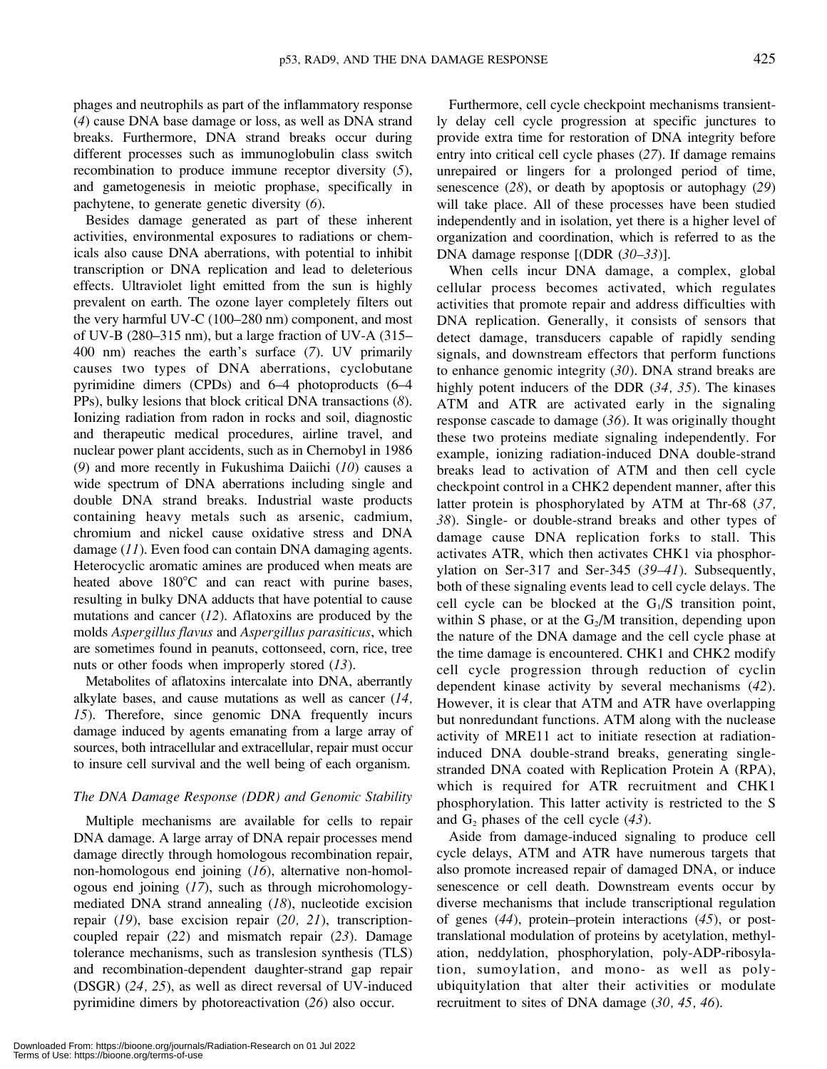phages and neutrophils as part of the inflammatory response (*4*) cause DNA base damage or loss, as well as DNA strand breaks. Furthermore, DNA strand breaks occur during different processes such as immunoglobulin class switch recombination to produce immune receptor diversity (*5*), and gametogenesis in meiotic prophase, specifically in pachytene, to generate genetic diversity (*6*).

Besides damage generated as part of these inherent activities, environmental exposures to radiations or chemicals also cause DNA aberrations, with potential to inhibit transcription or DNA replication and lead to deleterious effects. Ultraviolet light emitted from the sun is highly prevalent on earth. The ozone layer completely filters out the very harmful UV-C (100–280 nm) component, and most of UV-B (280–315 nm), but a large fraction of UV-A (315–400 nm) reaches the earth's surface (*7*). UV primarily causes two types of DNA aberrations, cyclobutane pyrimidine dimers (CPDs) and 6–4 photoproducts (6–4 PPs), bulky lesions that block critical DNA transactions (*8*). Ionizing radiation from radon in rocks and soil, diagnostic and therapeutic medical procedures, airline travel, and nuclear power plant accidents, such as in Chernobyl in 1986 (*9*) and more recently in Fukushima Daiichi (*10*) causes a wide spectrum of DNA aberrations including single and double DNA strand breaks. Industrial waste products containing heavy metals such as arsenic, cadmium, chromium and nickel cause oxidative stress and DNA damage (*11*). Even food can contain DNA damaging agents. Heterocyclic aromatic amines are produced when meats are heated above 180°C and can react with purine bases, resulting in bulky DNA adducts that have potential to cause mutations and cancer (*12*). Aflatoxins are produced by the molds *Aspergillus flavus* and *Aspergillus parasiticus*, which are sometimes found in peanuts, cottonseed, corn, rice, tree nuts or other foods when improperly stored (*13*).

Metabolites of aflatoxins intercalate into DNA, aberrantly alkylate bases, and cause mutations as well as cancer (*14, 15*). Therefore, since genomic DNA frequently incurs damage induced by agents emanating from a large array of sources, both intracellular and extracellular, repair must occur to insure cell survival and the well being of each organism.

### *The DNA Damage Response (DDR) and Genomic Stability*

Multiple mechanisms are available for cells to repair DNA damage. A large array of DNA repair processes mend damage directly through homologous recombination repair, non-homologous end joining (*16*), alternative non-homologous end joining (*17*), such as through microhomology-mediated DNA strand annealing (*18*), nucleotide excision repair (*19*), base excision repair (*20, 21*), transcription-coupled repair (*22*) and mismatch repair (*23*). Damage tolerance mechanisms, such as translesion synthesis (TLS) and recombination-dependent daughter-strand gap repair (DSGR) (*24, 25*), as well as direct reversal of UV-induced pyrimidine dimers by photoreactivation (*26*) also occur.

Furthermore, cell cycle checkpoint mechanisms transiently delay cell cycle progression at specific junctures to provide extra time for restoration of DNA integrity before entry into critical cell cycle phases (*27*). If damage remains unrepaired or lingers for a prolonged period of time, senescence (*28*), or death by apoptosis or autophagy (*29*) will take place. All of these processes have been studied independently and in isolation, yet there is a higher level of organization and coordination, which is referred to as the DNA damage response [(DDR (*30–33*)].

When cells incur DNA damage, a complex, global cellular process becomes activated, which regulates activities that promote repair and address difficulties with DNA replication. Generally, it consists of sensors that detect damage, transducers capable of rapidly sending signals, and downstream effectors that perform functions to enhance genomic integrity (*30*). DNA strand breaks are highly potent inducers of the DDR (*34, 35*). The kinases ATM and ATR are activated early in the signaling response cascade to damage (*36*). It was originally thought these two proteins mediate signaling independently. For example, ionizing radiation-induced DNA double-strand breaks lead to activation of ATM and then cell cycle checkpoint control in a CHK2 dependent manner, after this latter protein is phosphorylated by ATM at Thr-68 (*37, 38*). Single- or double-strand breaks and other types of damage cause DNA replication forks to stall. This activates ATR, which then activates CHK1 via phosphorylation on Ser-317 and Ser-345 (*39–41*). Subsequently, both of these signaling events lead to cell cycle delays. The cell cycle can be blocked at the $G_1$/S transition point, within S phase, or at the $G_2$/M transition, depending upon the nature of the DNA damage and the cell cycle phase at the time damage is encountered. CHK1 and CHK2 modify cell cycle progression through reduction of cyclin dependent kinase activity by several mechanisms (*42*). However, it is clear that ATM and ATR have overlapping but nonredundant functions. ATM along with the nuclease activity of MRE11 act to initiate resection at radiation-induced DNA double-strand breaks, generating single-stranded DNA coated with Replication Protein A (RPA), which is required for ATR recruitment and CHK1 phosphorylation. This latter activity is restricted to the S and $G_2$ phases of the cell cycle (*43*).

Aside from damage-induced signaling to produce cell cycle delays, ATM and ATR have numerous targets that also promote increased repair of damaged DNA, or induce senescence or cell death. Downstream events occur by diverse mechanisms that include transcriptional regulation of genes (*44*), protein–protein interactions (*45*), or post-translational modulation of proteins by acetylation, methylation, neddylation, phosphorylation, poly-ADP-ribosylation, sumoylation, and mono- as well as poly-ubiquitylation that alter their activities or modulate recruitment to sites of DNA damage (*30, 45, 46*).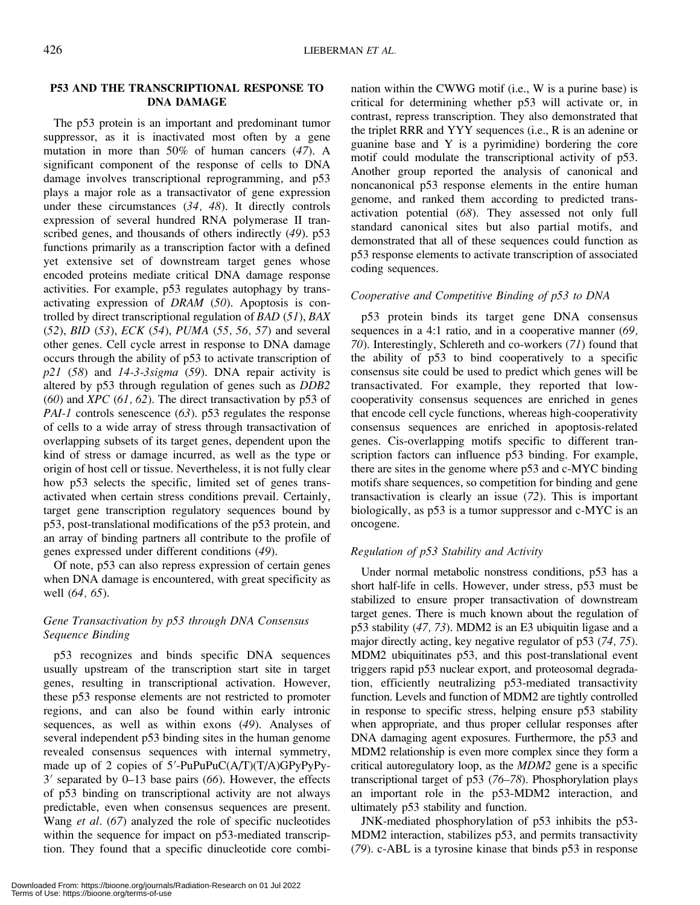## P53 AND THE TRANSCRIPTIONAL RESPONSE TO DNA DAMAGE

The p53 protein is an important and predominant tumor suppressor, as it is inactivated most often by a gene mutation in more than 50% of human cancers (*47*). A significant component of the response of cells to DNA damage involves transcriptional reprogramming, and p53 plays a major role as a transactivator of gene expression under these circumstances (*34, 48*). It directly controls expression of several hundred RNA polymerase II transcribed genes, and thousands of others indirectly (*49*). p53 functions primarily as a transcription factor with a defined yet extensive set of downstream target genes whose encoded proteins mediate critical DNA damage response activities. For example, p53 regulates autophagy by transactivating expression of *DRAM* (*50*). Apoptosis is controlled by direct transcriptional regulation of *BAD* (*51*), *BAX* (*52*), *BID* (*53*), *ECK* (*54*), *PUMA* (*55, 56, 57*) and several other genes. Cell cycle arrest in response to DNA damage occurs through the ability of p53 to activate transcription of *p21* (*58*) and *14-3-3sigma* (*59*). DNA repair activity is altered by p53 through regulation of genes such as *DDB2* (*60*) and *XPC* (*61, 62*). The direct transactivation by p53 of *PAI-1* controls senescence (*63*). p53 regulates the response of cells to a wide array of stress through transactivation of overlapping subsets of its target genes, dependent upon the kind of stress or damage incurred, as well as the type or origin of host cell or tissue. Nevertheless, it is not fully clear how p53 selects the specific, limited set of genes transactivated when certain stress conditions prevail. Certainly, target gene transcription regulatory sequences bound by p53, post-translational modifications of the p53 protein, and an array of binding partners all contribute to the profile of genes expressed under different conditions (*49*).

Of note, p53 can also repress expression of certain genes when DNA damage is encountered, with great specificity as well (*64, 65*).

### *Gene Transactivation by p53 through DNA Consensus Sequence Binding*

p53 recognizes and binds specific DNA sequences usually upstream of the transcription start site in target genes, resulting in transcriptional activation. However, these p53 response elements are not restricted to promoter regions, and can also be found within early intronic sequences, as well as within exons (*49*). Analyses of several independent p53 binding sites in the human genome revealed consensus sequences with internal symmetry, made up of 2 copies of 5′-PuPuPuC(A/T)(T/A)GPyPyPy-3′ separated by 0–13 base pairs (*66*). However, the effects of p53 binding on transcriptional activity are not always predictable, even when consensus sequences are present. Wang *et al*. (*67*) analyzed the role of specific nucleotides within the sequence for impact on p53-mediated transcription. They found that a specific dinucleotide core combination within the CWWG motif (i.e., W is a purine base) is critical for determining whether p53 will activate or, in contrast, repress transcription. They also demonstrated that the triplet RRR and YYY sequences (i.e., R is an adenine or guanine base and Y is a pyrimidine) bordering the core motif could modulate the transcriptional activity of p53. Another group reported the analysis of canonical and noncanonical p53 response elements in the entire human genome, and ranked them according to predicted transactivation potential (*68*). They assessed not only full standard canonical sites but also partial motifs, and demonstrated that all of these sequences could function as p53 response elements to activate transcription of associated coding sequences.

### *Cooperative and Competitive Binding of p53 to DNA*

p53 protein binds its target gene DNA consensus sequences in a 4:1 ratio, and in a cooperative manner (*69, 70*). Interestingly, Schlereth and co-workers (*71*) found that the ability of p53 to bind cooperatively to a specific consensus site could be used to predict which genes will be transactivated. For example, they reported that low-cooperativity consensus sequences are enriched in genes that encode cell cycle functions, whereas high-cooperativity consensus sequences are enriched in apoptosis-related genes. Cis-overlapping motifs specific to different transcription factors can influence p53 binding. For example, there are sites in the genome where p53 and c-MYC binding motifs share sequences, so competition for binding and gene transactivation is clearly an issue (*72*). This is important biologically, as p53 is a tumor suppressor and c-MYC is an oncogene.

### *Regulation of p53 Stability and Activity*

Under normal metabolic nonstress conditions, p53 has a short half-life in cells. However, under stress, p53 must be stabilized to ensure proper transactivation of downstream target genes. There is much known about the regulation of p53 stability (*47, 73*). MDM2 is an E3 ubiquitin ligase and a major directly acting, key negative regulator of p53 (*74, 75*). MDM2 ubiquitinates p53, and this post-translational event triggers rapid p53 nuclear export, and proteosomal degradation, efficiently neutralizing p53-mediated transactivity function. Levels and function of MDM2 are tightly controlled in response to specific stress, helping ensure p53 stability when appropriate, and thus proper cellular responses after DNA damaging agent exposures. Furthermore, the p53 and MDM2 relationship is even more complex since they form a critical autoregulatory loop, as the *MDM2* gene is a specific transcriptional target of p53 (*76–78*). Phosphorylation plays an important role in the p53-MDM2 interaction, and ultimately p53 stability and function.

JNK-mediated phosphorylation of p53 inhibits the p53-MDM2 interaction, stabilizes p53, and permits transactivity (*79*). c-ABL is a tyrosine kinase that binds p53 in response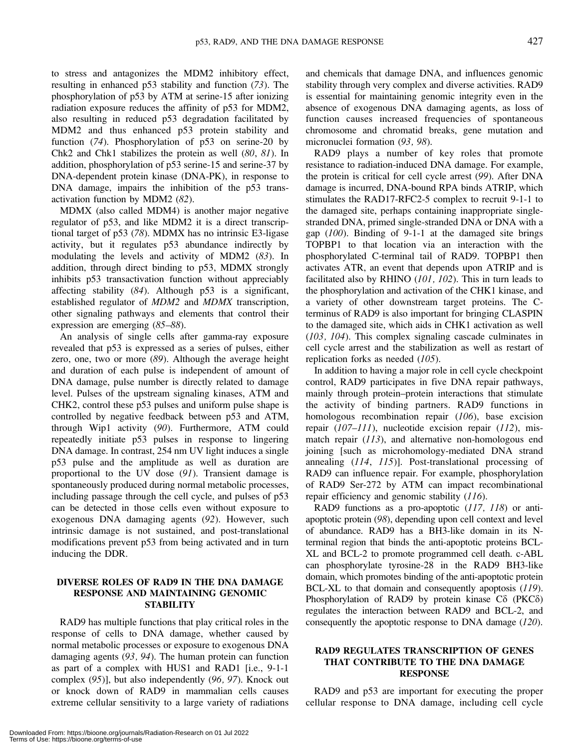to stress and antagonizes the MDM2 inhibitory effect, resulting in enhanced p53 stability and function (*73*). The phosphorylation of p53 by ATM at serine-15 after ionizing radiation exposure reduces the affinity of p53 for MDM2, also resulting in reduced p53 degradation facilitated by MDM2 and thus enhanced p53 protein stability and function (*74*). Phosphorylation of p53 on serine-20 by Chk2 and Chk1 stabilizes the protein as well (*80*, *81*). In addition, phosphorylation of p53 serine-15 and serine-37 by DNA-dependent protein kinase (DNA-PK), in response to DNA damage, impairs the inhibition of the p53 transactivation function by MDM2 (*82*).

MDMX (also called MDM4) is another major negative regulator of p53, and like MDM2 it is a direct transcriptional target of p53 (*78*). MDMX has no intrinsic E3-ligase activity, but it regulates p53 abundance indirectly by modulating the levels and activity of MDM2 (*83*). In addition, through direct binding to p53, MDMX strongly inhibits p53 transactivation function without appreciably affecting stability (*84*). Although p53 is a significant, established regulator of *MDM2* and *MDMX* transcription, other signaling pathways and elements that control their expression are emerging (*85–88*).

An analysis of single cells after gamma-ray exposure revealed that p53 is expressed as a series of pulses, either zero, one, two or more (*89*). Although the average height and duration of each pulse is independent of amount of DNA damage, pulse number is directly related to damage level. Pulses of the upstream signaling kinases, ATM and CHK2, control these p53 pulses and uniform pulse shape is controlled by negative feedback between p53 and ATM, through Wip1 activity (*90*). Furthermore, ATM could repeatedly initiate p53 pulses in response to lingering DNA damage. In contrast, 254 nm UV light induces a single p53 pulse and the amplitude as well as duration are proportional to the UV dose (*91*). Transient damage is spontaneously produced during normal metabolic processes, including passage through the cell cycle, and pulses of p53 can be detected in those cells even without exposure to exogenous DNA damaging agents (*92*). However, such intrinsic damage is not sustained, and post-translational modifications prevent p53 from being activated and in turn inducing the DDR.

## DIVERSE ROLES OF RAD9 IN THE DNA DAMAGE RESPONSE AND MAINTAINING GENOMIC STABILITY

RAD9 has multiple functions that play critical roles in the response of cells to DNA damage, whether caused by normal metabolic processes or exposure to exogenous DNA damaging agents (*93, 94*). The human protein can function as part of a complex with HUS1 and RAD1 [i.e., 9-1-1 complex (*95*)], but also independently (*96, 97*). Knock out or knock down of RAD9 in mammalian cells causes extreme cellular sensitivity to a large variety of radiations and chemicals that damage DNA, and influences genomic stability through very complex and diverse activities. RAD9 is essential for maintaining genomic integrity even in the absence of exogenous DNA damaging agents, as loss of function causes increased frequencies of spontaneous chromosome and chromatid breaks, gene mutation and micronuclei formation (*93, 98*).

RAD9 plays a number of key roles that promote resistance to radiation-induced DNA damage. For example, the protein is critical for cell cycle arrest (*99*). After DNA damage is incurred, DNA-bound RPA binds ATRIP, which stimulates the RAD17-RFC2-5 complex to recruit 9-1-1 to the damaged site, perhaps containing inappropriate single-stranded DNA, primed single-stranded DNA or DNA with a gap (*100*). Binding of 9-1-1 at the damaged site brings TOPBP1 to that location via an interaction with the phosphorylated C-terminal tail of RAD9. TOPBP1 then activates ATR, an event that depends upon ATRIP and is facilitated also by RHINO (*101, 102*). This in turn leads to the phosphorylation and activation of the CHK1 kinase, and a variety of other downstream target proteins. The C-terminus of RAD9 is also important for bringing CLASPIN to the damaged site, which aids in CHK1 activation as well (*103, 104*). This complex signaling cascade culminates in cell cycle arrest and the stabilization as well as restart of replication forks as needed (*105*).

In addition to having a major role in cell cycle checkpoint control, RAD9 participates in five DNA repair pathways, mainly through protein–protein interactions that stimulate the activity of binding partners. RAD9 functions in homologous recombination repair (*106*), base excision repair (*107–111*), nucleotide excision repair (*112*), mismatch repair (*113*), and alternative non-homologous end joining [such as microhomology-mediated DNA strand annealing (*114*, *115*)]. Post-translational processing of RAD9 can influence repair. For example, phosphorylation of RAD9 Ser-272 by ATM can impact recombinational repair efficiency and genomic stability (*116*).

RAD9 functions as a pro-apoptotic (*117, 118*) or anti-apoptotic protein (*98*), depending upon cell context and level of abundance. RAD9 has a BH3-like domain in its N-terminal region that binds the anti-apoptotic proteins BCL-XL and BCL-2 to promote programmed cell death. c-ABL can phosphorylate tyrosine-28 in the RAD9 BH3-like domain, which promotes binding of the anti-apoptotic protein BCL-XL to that domain and consequently apoptosis (*119*). Phosphorylation of RAD9 by protein kinase Cδ (PKCδ) regulates the interaction between RAD9 and BCL-2, and consequently the apoptotic response to DNA damage (*120*).

## RAD9 REGULATES TRANSCRIPTION OF GENES THAT CONTRIBUTE TO THE DNA DAMAGE RESPONSE

RAD9 and p53 are important for executing the proper cellular response to DNA damage, including cell cycle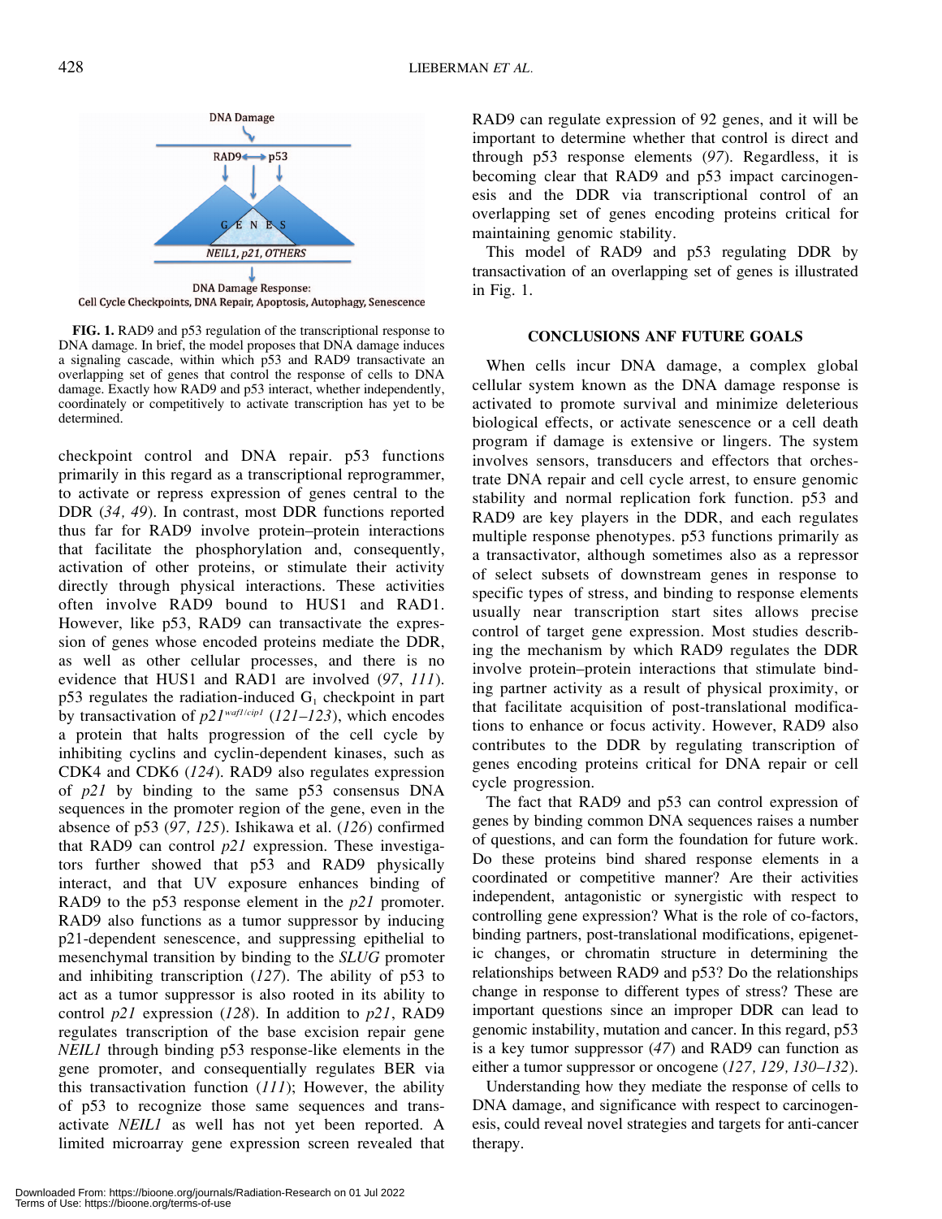DNA Damage

RAD9 ⟷ p53

GENES

NEIL1, p21, OTHERS

DNA Damage Response:
Cell Cycle Checkpoints, DNA Repair, Apoptosis, Autophagy, Senescence

**FIG. 1.** RAD9 and p53 regulation of the transcriptional response to DNA damage. In brief, the model proposes that DNA damage induces a signaling cascade, within which p53 and RAD9 transactivate an overlapping set of genes that control the response of cells to DNA damage. Exactly how RAD9 and p53 interact, whether independently, coordinately or competitively to activate transcription has yet to be determined.

checkpoint control and DNA repair. p53 functions primarily in this regard as a transcriptional reprogrammer, to activate or repress expression of genes central to the DDR (*34, 49*). In contrast, most DDR functions reported thus far for RAD9 involve protein–protein interactions that facilitate the phosphorylation and, consequently, activation of other proteins, or stimulate their activity directly through physical interactions. These activities often involve RAD9 bound to HUS1 and RAD1. However, like p53, RAD9 can transactivate the expression of genes whose encoded proteins mediate the DDR, as well as other cellular processes, and there is no evidence that HUS1 and RAD1 are involved (*97, 111*). p53 regulates the radiation-induced $G_1$ checkpoint in part by transactivation of *p21*$^{waf1/cip1}$ (*121–123*), which encodes a protein that halts progression of the cell cycle by inhibiting cyclins and cyclin-dependent kinases, such as CDK4 and CDK6 (*124*). RAD9 also regulates expression of *p21* by binding to the same p53 consensus DNA sequences in the promoter region of the gene, even in the absence of p53 (*97, 125*). Ishikawa et al. (*126*) confirmed that RAD9 can control *p21* expression. These investigators further showed that p53 and RAD9 physically interact, and that UV exposure enhances binding of RAD9 to the p53 response element in the *p21* promoter. RAD9 also functions as a tumor suppressor by inducing p21-dependent senescence, and suppressing epithelial to mesenchymal transition by binding to the *SLUG* promoter and inhibiting transcription (*127*). The ability of p53 to act as a tumor suppressor is also rooted in its ability to control *p21* expression (*128*). In addition to *p21*, RAD9 regulates transcription of the base excision repair gene *NEIL1* through binding p53 response-like elements in the gene promoter, and consequentially regulates BER via this transactivation function (*111*); However, the ability of p53 to recognize those same sequences and transactivate *NEIL1* as well has not yet been reported. A limited microarray gene expression screen revealed that RAD9 can regulate expression of 92 genes, and it will be important to determine whether that control is direct and through p53 response elements (*97*). Regardless, it is becoming clear that RAD9 and p53 impact carcinogenesis and the DDR via transcriptional control of an overlapping set of genes encoding proteins critical for maintaining genomic stability.

This model of RAD9 and p53 regulating DDR by transactivation of an overlapping set of genes is illustrated in Fig. 1.

## CONCLUSIONS ANF FUTURE GOALS

When cells incur DNA damage, a complex global cellular system known as the DNA damage response is activated to promote survival and minimize deleterious biological effects, or activate senescence or a cell death program if damage is extensive or lingers. The system involves sensors, transducers and effectors that orchestrate DNA repair and cell cycle arrest, to ensure genomic stability and normal replication fork function. p53 and RAD9 are key players in the DDR, and each regulates multiple response phenotypes. p53 functions primarily as a transactivator, although sometimes also as a repressor of select subsets of downstream genes in response to specific types of stress, and binding to response elements usually near transcription start sites allows precise control of target gene expression. Most studies describing the mechanism by which RAD9 regulates the DDR involve protein–protein interactions that stimulate binding partner activity as a result of physical proximity, or that facilitate acquisition of post-translational modifications to enhance or focus activity. However, RAD9 also contributes to the DDR by regulating transcription of genes encoding proteins critical for DNA repair or cell cycle progression.

The fact that RAD9 and p53 can control expression of genes by binding common DNA sequences raises a number of questions, and can form the foundation for future work. Do these proteins bind shared response elements in a coordinated or competitive manner? Are their activities independent, antagonistic or synergistic with respect to controlling gene expression? What is the role of co-factors, binding partners, post-translational modifications, epigenetic changes, or chromatin structure in determining the relationships between RAD9 and p53? Do the relationships change in response to different types of stress? These are important questions since an improper DDR can lead to genomic instability, mutation and cancer. In this regard, p53 is a key tumor suppressor (*47*) and RAD9 can function as either a tumor suppressor or oncogene (*127, 129, 130–132*).

Understanding how they mediate the response of cells to DNA damage, and significance with respect to carcinogenesis, could reveal novel strategies and targets for anti-cancer therapy.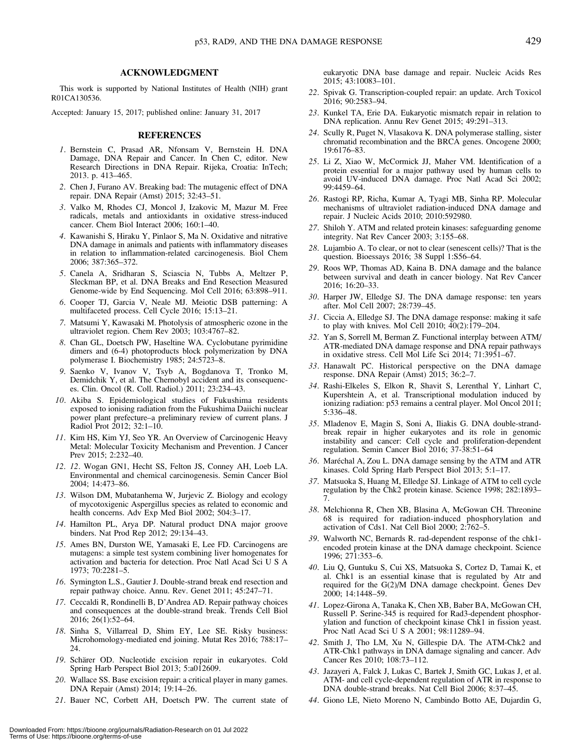## ACKNOWLEDGMENT

This work is supported by National Institutes of Health (NIH) grant R01CA130536.

Accepted: January 15, 2017; published online: January 31, 2017

## REFERENCES

1. Bernstein C, Prasad AR, Nfonsam V, Bernstein H. DNA Damage, DNA Repair and Cancer. In Chen C, editor. New Research Directions in DNA Repair. Rijeka, Croatia: InTech; 2013. p. 413–465.
2. Chen J, Furano AV. Breaking bad: The mutagenic effect of DNA repair. DNA Repair (Amst) 2015; 32:43–51.
3. Valko M, Rhodes CJ, Moncol J, Izakovic M, Mazur M. Free radicals, metals and antioxidants in oxidative stress-induced cancer. Chem Biol Interact 2006; 160:1–40.
4. Kawanishi S, Hiraku Y, Pinlaor S, Ma N. Oxidative and nitrative DNA damage in animals and patients with inflammatory diseases in relation to inflammation-related carcinogenesis. Biol Chem 2006; 387:365–372.
5. Canela A, Sridharan S, Sciascia N, Tubbs A, Meltzer P, Sleckman BP, et al. DNA Breaks and End Resection Measured Genome-wide by End Sequencing. Mol Cell 2016; 63:898–911.
6. Cooper TJ, Garcia V, Neale MJ. Meiotic DSB patterning: A multifaceted process. Cell Cycle 2016; 15:13–21.
7. Matsumi Y, Kawasaki M. Photolysis of atmospheric ozone in the ultraviolet region. Chem Rev 2003; 103:4767–82.
8. Chan GL, Doetsch PW, Haseltine WA. Cyclobutane pyrimidine dimers and (6-4) photoproducts block polymerization by DNA polymerase I. Biochemistry 1985; 24:5723–8.
9. Saenko V, Ivanov V, Tsyb A, Bogdanova T, Tronko M, Demidchik Y, et al. The Chernobyl accident and its consequences. Clin. Oncol (R. Coll. Radiol.) 2011; 23:234–43.
10. Akiba S. Epidemiological studies of Fukushima residents exposed to ionising radiation from the Fukushima Daiichi nuclear power plant prefecture–a preliminary review of current plans. J Radiol Prot 2012; 32:1–10.
11. Kim HS, Kim YJ, Seo YR. An Overview of Carcinogenic Heavy Metal: Molecular Toxicity Mechanism and Prevention. J Cancer Prev 2015; 2:232–40.
12. 12. Wogan GN1, Hecht SS, Felton JS, Conney AH, Loeb LA. Environmental and chemical carcinogenesis. Semin Cancer Biol 2004; 14:473–86.
13. Wilson DM, Mubatanhema W, Jurjevic Z. Biology and ecology of mycotoxigenic Aspergillus species as related to economic and health concerns. Adv Exp Med Biol 2002; 504:3–17.
14. Hamilton PL, Arya DP. Natural product DNA major groove binders. Nat Prod Rep 2012; 29:134–43.
15. Ames BN, Durston WE, Yamasaki E, Lee FD. Carcinogens are mutagens: a simple test system combining liver homogenates for activation and bacteria for detection. Proc Natl Acad Sci U S A 1973; 70:2281–5.
16. Symington L.S., Gautier J. Double-strand break end resection and repair pathway choice. Annu. Rev. Genet 2011; 45:247–71.
17. Ceccaldi R, Rondinelli B, D'Andrea AD. Repair pathway choices and consequences at the double-strand break. Trends Cell Biol 2016; 26(1):52–64.
18. Sinha S, Villarreal D, Shim EY, Lee SE. Risky business: Microhomology-mediated end joining. Mutat Res 2016; 788:17–24.
19. Schärer OD. Nucleotide excision repair in eukaryotes. Cold Spring Harb Perspect Biol 2013; 5:a012609.
20. Wallace SS. Base excision repair: a critical player in many games. DNA Repair (Amst) 2014; 19:14–26.
21. Bauer NC, Corbett AH, Doetsch PW. The current state of eukaryotic DNA base damage and repair. Nucleic Acids Res 2015; 43:10083–101.
22. Spivak G. Transcription-coupled repair: an update. Arch Toxicol 2016; 90:2583–94.
23. Kunkel TA, Erie DA. Eukaryotic mismatch repair in relation to DNA replication. Annu Rev Genet 2015; 49:291–313.
24. Scully R, Puget N, Vlasakova K. DNA polymerase stalling, sister chromatid recombination and the BRCA genes. Oncogene 2000; 19:6176–83.
25. Li Z, Xiao W, McCormick JJ, Maher VM. Identification of a protein essential for a major pathway used by human cells to avoid UV-induced DNA damage. Proc Natl Acad Sci 2002; 99:4459–64.
26. Rastogi RP, Richa, Kumar A, Tyagi MB, Sinha RP. Molecular mechanisms of ultraviolet radiation-induced DNA damage and repair. J Nucleic Acids 2010; 2010:592980.
27. Shiloh Y. ATM and related protein kinases: safeguarding genome integrity. Nat Rev Cancer 2003; 3:155–68.
28. Lujambio A. To clear, or not to clear (senescent cells)? That is the question. Bioessays 2016; 38 Suppl 1:S56–64.
29. Roos WP, Thomas AD, Kaina B. DNA damage and the balance between survival and death in cancer biology. Nat Rev Cancer 2016; 16:20–33.
30. Harper JW, Elledge SJ. The DNA damage response: ten years after. Mol Cell 2007; 28:739–45.
31. Ciccia A, Elledge SJ. The DNA damage response: making it safe to play with knives. Mol Cell 2010; 40(2):179–204.
32. Yan S, Sorrell M, Berman Z. Functional interplay between ATM/ATR-mediated DNA damage response and DNA repair pathways in oxidative stress. Cell Mol Life Sci 2014; 71:3951–67.
33. Hanawalt PC. Historical perspective on the DNA damage response. DNA Repair (Amst) 2015; 36:2–7.
34. Rashi-Elkeles S, Elkon R, Shavit S, Lerenthal Y, Linhart C, Kupershtein A, et al. Transcriptional modulation induced by ionizing radiation: p53 remains a central player. Mol Oncol 2011; 5:336–48.
35. Mladenov E, Magin S, Soni A, Iliakis G. DNA double-strand-break repair in higher eukaryotes and its role in genomic instability and cancer: Cell cycle and proliferation-dependent regulation. Semin Cancer Biol 2016; 37-38:51–64
36. Maréchal A, Zou L. DNA damage sensing by the ATM and ATR kinases. Cold Spring Harb Perspect Biol 2013; 5:1–17.
37. Matsuoka S, Huang M, Elledge SJ. Linkage of ATM to cell cycle regulation by the Chk2 protein kinase. Science 1998; 282:1893–7.
38. Melchionna R, Chen XB, Blasina A, McGowan CH. Threonine 68 is required for radiation-induced phosphorylation and activation of Cds1. Nat Cell Biol 2000; 2:762–5.
39. Walworth NC, Bernards R. rad-dependent response of the chk1-encoded protein kinase at the DNA damage checkpoint. Science 1996; 271:353–6.
40. Liu Q, Guntuku S, Cui XS, Matsuoka S, Cortez D, Tamai K, et al. Chk1 is an essential kinase that is regulated by Atr and required for the G(2)/M DNA damage checkpoint. Genes Dev 2000; 14:1448–59.
41. Lopez-Girona A, Tanaka K, Chen XB, Baber BA, McGowan CH, Russell P. Serine-345 is required for Rad3-dependent phosphorylation and function of checkpoint kinase Chk1 in fission yeast. Proc Natl Acad Sci U S A 2001; 98:11289–94.
42. Smith J, Tho LM, Xu N, Gillespie DA. The ATM-Chk2 and ATR-Chk1 pathways in DNA damage signaling and cancer. Adv Cancer Res 2010; 108:73–112.
43. Jazayeri A, Falck J, Lukas C, Bartek J, Smith GC, Lukas J, et al. ATM- and cell cycle-dependent regulation of ATR in response to DNA double-strand breaks. Nat Cell Biol 2006; 8:37–45.
44. Giono LE, Nieto Moreno N, Cambindo Botto AE, Dujardin G,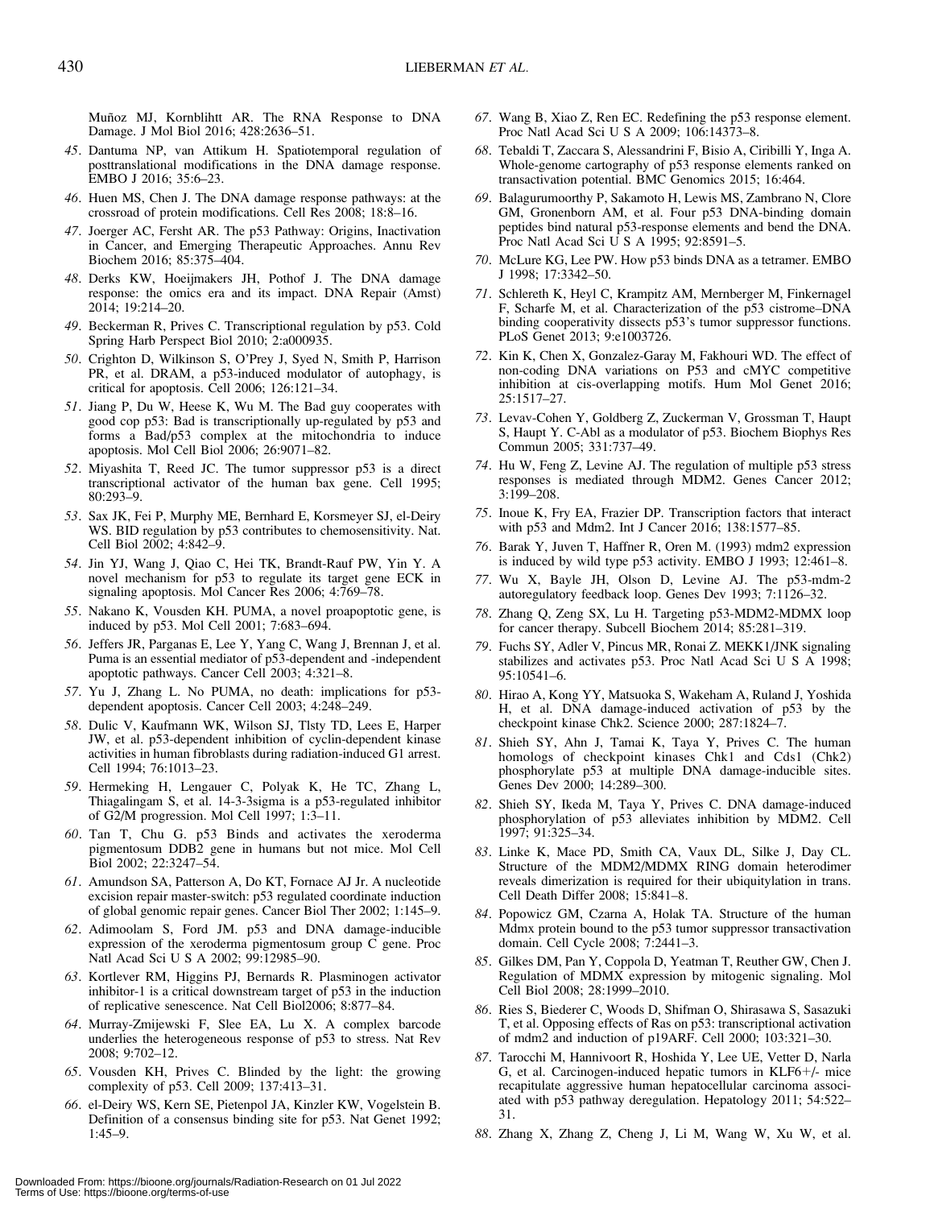Muñoz MJ, Kornblihtt AR. The RNA Response to DNA Damage. J Mol Biol 2016; 428:2636–51.

45. Dantuma NP, van Attikum H. Spatiotemporal regulation of posttranslational modifications in the DNA damage response. EMBO J 2016; 35:6–23.
46. Huen MS, Chen J. The DNA damage response pathways: at the crossroad of protein modifications. Cell Res 2008; 18:8–16.
47. Joerger AC, Fersht AR. The p53 Pathway: Origins, Inactivation in Cancer, and Emerging Therapeutic Approaches. Annu Rev Biochem 2016; 85:375–404.
48. Derks KW, Hoeijmakers JH, Pothof J. The DNA damage response: the omics era and its impact. DNA Repair (Amst) 2014; 19:214–20.
49. Beckerman R, Prives C. Transcriptional regulation by p53. Cold Spring Harb Perspect Biol 2010; 2:a000935.
50. Crighton D, Wilkinson S, O'Prey J, Syed N, Smith P, Harrison PR, et al. DRAM, a p53-induced modulator of autophagy, is critical for apoptosis. Cell 2006; 126:121–34.
51. Jiang P, Du W, Heese K, Wu M. The Bad guy cooperates with good cop p53: Bad is transcriptionally up-regulated by p53 and forms a Bad/p53 complex at the mitochondria to induce apoptosis. Mol Cell Biol 2006; 26:9071–82.
52. Miyashita T, Reed JC. The tumor suppressor p53 is a direct transcriptional activator of the human bax gene. Cell 1995; 80:293–9.
53. Sax JK, Fei P, Murphy ME, Bernhard E, Korsmeyer SJ, el-Deiry WS. BID regulation by p53 contributes to chemosensitivity. Nat. Cell Biol 2002; 4:842–9.
54. Jin YJ, Wang J, Qiao C, Hei TK, Brandt-Rauf PW, Yin Y. A novel mechanism for p53 to regulate its target gene ECK in signaling apoptosis. Mol Cancer Res 2006; 4:769–78.
55. Nakano K, Vousden KH. PUMA, a novel proapoptotic gene, is induced by p53. Mol Cell 2001; 7:683–694.
56. Jeffers JR, Parganas E, Lee Y, Yang C, Wang J, Brennan J, et al. Puma is an essential mediator of p53-dependent and -independent apoptotic pathways. Cancer Cell 2003; 4:321–8.
57. Yu J, Zhang L. No PUMA, no death: implications for p53-dependent apoptosis. Cancer Cell 2003; 4:248–249.
58. Dulic V, Kaufmann WK, Wilson SJ, Tlsty TD, Lees E, Harper JW, et al. p53-dependent inhibition of cyclin-dependent kinase activities in human fibroblasts during radiation-induced G1 arrest. Cell 1994; 76:1013–23.
59. Hermeking H, Lengauer C, Polyak K, He TC, Zhang L, Thiagalingam S, et al. 14-3-3sigma is a p53-regulated inhibitor of G2/M progression. Mol Cell 1997; 1:3–11.
60. Tan T, Chu G. p53 Binds and activates the xeroderma pigmentosum DDB2 gene in humans but not mice. Mol Cell Biol 2002; 22:3247–54.
61. Amundson SA, Patterson A, Do KT, Fornace AJ Jr. A nucleotide excision repair master-switch: p53 regulated coordinate induction of global genomic repair genes. Cancer Biol Ther 2002; 1:145–9.
62. Adimoolam S, Ford JM. p53 and DNA damage-inducible expression of the xeroderma pigmentosum group C gene. Proc Natl Acad Sci U S A 2002; 99:12985–90.
63. Kortlever RM, Higgins PJ, Bernards R. Plasminogen activator inhibitor-1 is a critical downstream target of p53 in the induction of replicative senescence. Nat Cell Biol2006; 8:877–84.
64. Murray-Zmijewski F, Slee EA, Lu X. A complex barcode underlies the heterogeneous response of p53 to stress. Nat Rev 2008; 9:702–12.
65. Vousden KH, Prives C. Blinded by the light: the growing complexity of p53. Cell 2009; 137:413–31.
66. el-Deiry WS, Kern SE, Pietenpol JA, Kinzler KW, Vogelstein B. Definition of a consensus binding site for p53. Nat Genet 1992; 1:45–9.
67. Wang B, Xiao Z, Ren EC. Redefining the p53 response element. Proc Natl Acad Sci U S A 2009; 106:14373–8.
68. Tebaldi T, Zaccara S, Alessandrini F, Bisio A, Ciribilli Y, Inga A. Whole-genome cartography of p53 response elements ranked on transactivation potential. BMC Genomics 2015; 16:464.
69. Balagurumoorthy P, Sakamoto H, Lewis MS, Zambrano N, Clore GM, Gronenborn AM, et al. Four p53 DNA-binding domain peptides bind natural p53-response elements and bend the DNA. Proc Natl Acad Sci U S A 1995; 92:8591–5.
70. McLure KG, Lee PW. How p53 binds DNA as a tetramer. EMBO J 1998; 17:3342–50.
71. Schlereth K, Heyl C, Krampitz AM, Mernberger M, Finkernagel F, Scharfe M, et al. Characterization of the p53 cistrome–DNA binding cooperativity dissects p53's tumor suppressor functions. PLoS Genet 2013; 9:e1003726.
72. Kin K, Chen X, Gonzalez-Garay M, Fakhouri WD. The effect of non-coding DNA variations on P53 and cMYC competitive inhibition at cis-overlapping motifs. Hum Mol Genet 2016; 25:1517–27.
73. Levav-Cohen Y, Goldberg Z, Zuckerman V, Grossman T, Haupt S, Haupt Y. C-Abl as a modulator of p53. Biochem Biophys Res Commun 2005; 331:737–49.
74. Hu W, Feng Z, Levine AJ. The regulation of multiple p53 stress responses is mediated through MDM2. Genes Cancer 2012; 3:199–208.
75. Inoue K, Fry EA, Frazier DP. Transcription factors that interact with p53 and Mdm2. Int J Cancer 2016; 138:1577–85.
76. Barak Y, Juven T, Haffner R, Oren M. (1993) mdm2 expression is induced by wild type p53 activity. EMBO J 1993; 12:461–8.
77. Wu X, Bayle JH, Olson D, Levine AJ. The p53-mdm-2 autoregulatory feedback loop. Genes Dev 1993; 7:1126–32.
78. Zhang Q, Zeng SX, Lu H. Targeting p53-MDM2-MDMX loop for cancer therapy. Subcell Biochem 2014; 85:281–319.
79. Fuchs SY, Adler V, Pincus MR, Ronai Z. MEKK1/JNK signaling stabilizes and activates p53. Proc Natl Acad Sci U S A 1998; 95:10541–6.
80. Hirao A, Kong YY, Matsuoka S, Wakeham A, Ruland J, Yoshida H, et al. DNA damage-induced activation of p53 by the checkpoint kinase Chk2. Science 2000; 287:1824–7.
81. Shieh SY, Ahn J, Tamai K, Taya Y, Prives C. The human homologs of checkpoint kinases Chk1 and Cds1 (Chk2) phosphorylate p53 at multiple DNA damage-inducible sites. Genes Dev 2000; 14:289–300.
82. Shieh SY, Ikeda M, Taya Y, Prives C. DNA damage-induced phosphorylation of p53 alleviates inhibition by MDM2. Cell 1997; 91:325–34.
83. Linke K, Mace PD, Smith CA, Vaux DL, Silke J, Day CL. Structure of the MDM2/MDMX RING domain heterodimer reveals dimerization is required for their ubiquitylation in trans. Cell Death Differ 2008; 15:841–8.
84. Popowicz GM, Czarna A, Holak TA. Structure of the human Mdmx protein bound to the p53 tumor suppressor transactivation domain. Cell Cycle 2008; 7:2441–3.
85. Gilkes DM, Pan Y, Coppola D, Yeatman T, Reuther GW, Chen J. Regulation of MDMX expression by mitogenic signaling. Mol Cell Biol 2008; 28:1999–2010.
86. Ries S, Biederer C, Woods D, Shifman O, Shirasawa S, Sasazuki T, et al. Opposing effects of Ras on p53: transcriptional activation of mdm2 and induction of p19ARF. Cell 2000; 103:321–30.
87. Tarocchi M, Hannivoort R, Hoshida Y, Lee UE, Vetter D, Narla G, et al. Carcinogen-induced hepatic tumors in KLF6+/- mice recapitulate aggressive human hepatocellular carcinoma associated with p53 pathway deregulation. Hepatology 2011; 54:522–31.
88. Zhang X, Zhang Z, Cheng J, Li M, Wang W, Xu W, et al.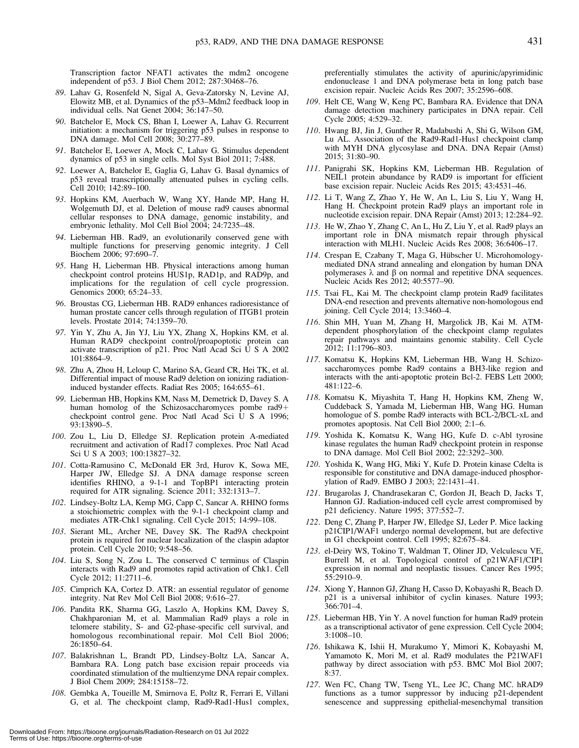Transcription factor NFAT1 activates the mdm2 oncogene independent of p53. J Biol Chem 2012; 287:30468–76.

89. Lahav G, Rosenfeld N, Sigal A, Geva-Zatorsky N, Levine AJ, Elowitz MB, et al. Dynamics of the p53–Mdm2 feedback loop in individual cells. Nat Genet 2004; 36:147–50.
90. Batchelor E, Mock CS, Bhan I, Loewer A, Lahav G. Recurrent initiation: a mechanism for triggering p53 pulses in response to DNA damage. Mol Cell 2008; 30:277–89.
91. Batchelor E, Loewer A, Mock C, Lahav G. Stimulus dependent dynamics of p53 in single cells. Mol Syst Biol 2011; 7:488.
92. Loewer A, Batchelor E, Gaglia G, Lahav G. Basal dynamics of p53 reveal transcriptionally attenuated pulses in cycling cells. Cell 2010; 142:89–100.
93. Hopkins KM, Auerbach W, Wang XY, Hande MP, Hang H, Wolgemuth DJ, et al. Deletion of mouse rad9 causes abnormal cellular responses to DNA damage, genomic instability, and embryonic lethality. Mol Cell Biol 2004; 24:7235–48.
94. Lieberman HB. Rad9, an evolutionarily conserved gene with multiple functions for preserving genomic integrity. J Cell Biochem 2006; 97:690–7.
95. Hang H, Lieberman HB. Physical interactions among human checkpoint control proteins HUS1p, RAD1p, and RAD9p, and implications for the regulation of cell cycle progression. Genomics 2000; 65:24–33.
96. Broustas CG, Lieberman HB. RAD9 enhances radioresistance of human prostate cancer cells through regulation of ITGB1 protein levels. Prostate 2014; 74:1359–70.
97. Yin Y, Zhu A, Jin YJ, Liu YX, Zhang X, Hopkins KM, et al. Human RAD9 checkpoint control/proapoptotic protein can activate transcription of p21. Proc Natl Acad Sci U S A 2002 101:8864–9.
98. Zhu A, Zhou H, Leloup C, Marino SA, Geard CR, Hei TK, et al. Differential impact of mouse Rad9 deletion on ionizing radiation-induced bystander effects. Radiat Res 2005; 164:655–61.
99. Lieberman HB, Hopkins KM, Nass M, Demetrick D, Davey S. A human homolog of the Schizosaccharomyces pombe rad9+ checkpoint control gene. Proc Natl Acad Sci U S A 1996; 93:13890–5.
100. Zou L, Liu D, Elledge SJ. Replication protein A-mediated recruitment and activation of Rad17 complexes. Proc Natl Acad Sci U S A 2003; 100:13827–32.
101. Cotta-Ramusino C, McDonald ER 3rd, Hurov K, Sowa ME, Harper JW, Elledge SJ. A DNA damage response screen identifies RHINO, a 9-1-1 and TopBP1 interacting protein required for ATR signaling. Science 2011; 332:1313–7.
102. Lindsey-Boltz LA, Kemp MG, Capp C, Sancar A. RHINO forms a stoichiometric complex with the 9-1-1 checkpoint clamp and mediates ATR-Chk1 signaling. Cell Cycle 2015; 14:99–108.
103. Sierant ML, Archer NE, Davey SK. The Rad9A checkpoint protein is required for nuclear localization of the claspin adaptor protein. Cell Cycle 2010; 9:548–56.
104. Liu S, Song N, Zou L. The conserved C terminus of Claspin interacts with Rad9 and promotes rapid activation of Chk1. Cell Cycle 2012; 11:2711–6.
105. Cimprich KA, Cortez D. ATR: an essential regulator of genome integrity. Nat Rev Mol Cell Biol 2008; 9:616–27.
106. Pandita RK, Sharma GG, Laszlo A, Hopkins KM, Davey S, Chakhparonian M, et al. Mammalian Rad9 plays a role in telomere stability, S- and G2-phase-specific cell survival, and homologous recombinational repair. Mol Cell Biol 2006; 26:1850–64.
107. Balakrishnan L, Brandt PD, Lindsey-Boltz LA, Sancar A, Bambara RA. Long patch base excision repair proceeds via coordinated stimulation of the multienzyme DNA repair complex. J Biol Chem 2009; 284:15158–72.
108. Gembka A, Toueille M, Smirnova E, Poltz R, Ferrari E, Villani G, et al. The checkpoint clamp, Rad9-Rad1-Hus1 complex, preferentially stimulates the activity of apurinic/apyrimidinic endonuclease 1 and DNA polymerase beta in long patch base excision repair. Nucleic Acids Res 2007; 35:2596–608.
109. Helt CE, Wang W, Keng PC, Bambara RA. Evidence that DNA damage detection machinery participates in DNA repair. Cell Cycle 2005; 4:529–32.
110. Hwang BJ, Jin J, Gunther R, Madabushi A, Shi G, Wilson GM, Lu AL. Association of the Rad9-Rad1-Hus1 checkpoint clamp with MYH DNA glycosylase and DNA. DNA Repair (Amst) 2015; 31:80–90.
111. Panigrahi SK, Hopkins KM, Lieberman HB. Regulation of NEIL1 protein abundance by RAD9 is important for efficient base excision repair. Nucleic Acids Res 2015; 43:4531–46.
112. Li T, Wang Z, Zhao Y, He W, An L, Liu S, Liu Y, Wang H, Hang H. Checkpoint protein Rad9 plays an important role in nucleotide excision repair. DNA Repair (Amst) 2013; 12:284–92.
113. He W, Zhao Y, Zhang C, An L, Hu Z, Liu Y, et al. Rad9 plays an important role in DNA mismatch repair through physical interaction with MLH1. Nucleic Acids Res 2008; 36:6406–17.
114. Crespan E, Czabany T, Maga G, Hübscher U. Microhomology-mediated DNA strand annealing and elongation by human DNA polymerases λ and β on normal and repetitive DNA sequences. Nucleic Acids Res 2012; 40:5577–90.
115. Tsai FL, Kai M. The checkpoint clamp protein Rad9 facilitates DNA-end resection and prevents alternative non-homologous end joining. Cell Cycle 2014; 13:3460–4.
116. Shin MH, Yuan M, Zhang H, Margolick JB, Kai M. ATM-dependent phosphorylation of the checkpoint clamp regulates repair pathways and maintains genomic stability. Cell Cycle 2012; 11:1796–803.
117. Komatsu K, Hopkins KM, Lieberman HB, Wang H. Schizosaccharomyces pombe Rad9 contains a BH3-like region and interacts with the anti-apoptotic protein Bcl-2. FEBS Lett 2000; 481:122–6.
118. Komatsu K, Miyashita T, Hang H, Hopkins KM, Zheng W, Cuddeback S, Yamada M, Lieberman HB, Wang HG. Human homologue of S. pombe Rad9 interacts with BCL-2/BCL-xL and promotes apoptosis. Nat Cell Biol 2000; 2:1–6.
119. Yoshida K, Komatsu K, Wang HG, Kufe D. c-Abl tyrosine kinase regulates the human Rad9 checkpoint protein in response to DNA damage. Mol Cell Biol 2002; 22:3292–300.
120. Yoshida K, Wang HG, Miki Y, Kufe D. Protein kinase Cdelta is responsible for constitutive and DNA damage-induced phosphorylation of Rad9. EMBO J 2003; 22:1431–41.
121. Brugarolas J, Chandrasekaran C, Gordon JI, Beach D, Jacks T, Hannon GJ. Radiation-induced cell cycle arrest compromised by p21 deficiency. Nature 1995; 377:552–7.
122. Deng C, Zhang P, Harper JW, Elledge SJ, Leder P. Mice lacking p21CIP1/WAF1 undergo normal development, but are defective in G1 checkpoint control. Cell 1995; 82:675–84.
123. el-Deiry WS, Tokino T, Waldman T, Oliner JD, Velculescu VE, Burrell M, et al. Topological control of p21WAF1/CIP1 expression in normal and neoplastic tissues. Cancer Res 1995; 55:2910–9.
124. Xiong Y, Hannon GJ, Zhang H, Casso D, Kobayashi R, Beach D. p21 is a universal inhibitor of cyclin kinases. Nature 1993; 366:701–4.
125. Lieberman HB, Yin Y. A novel function for human Rad9 protein as a transcriptional activator of gene expression. Cell Cycle 2004; 3:1008–10.
126. Ishikawa K, Ishii H, Murakumo Y, Mimori K, Kobayashi M, Yamamoto K, Mori M, et al. Rad9 modulates the P21WAF1 pathway by direct association with p53. BMC Mol Biol 2007; 8:37.
127. Wen FC, Chang TW, Tseng YL, Lee JC, Chang MC. hRAD9 functions as a tumor suppressor by inducing p21-dependent senescence and suppressing epithelial-mesenchymal transition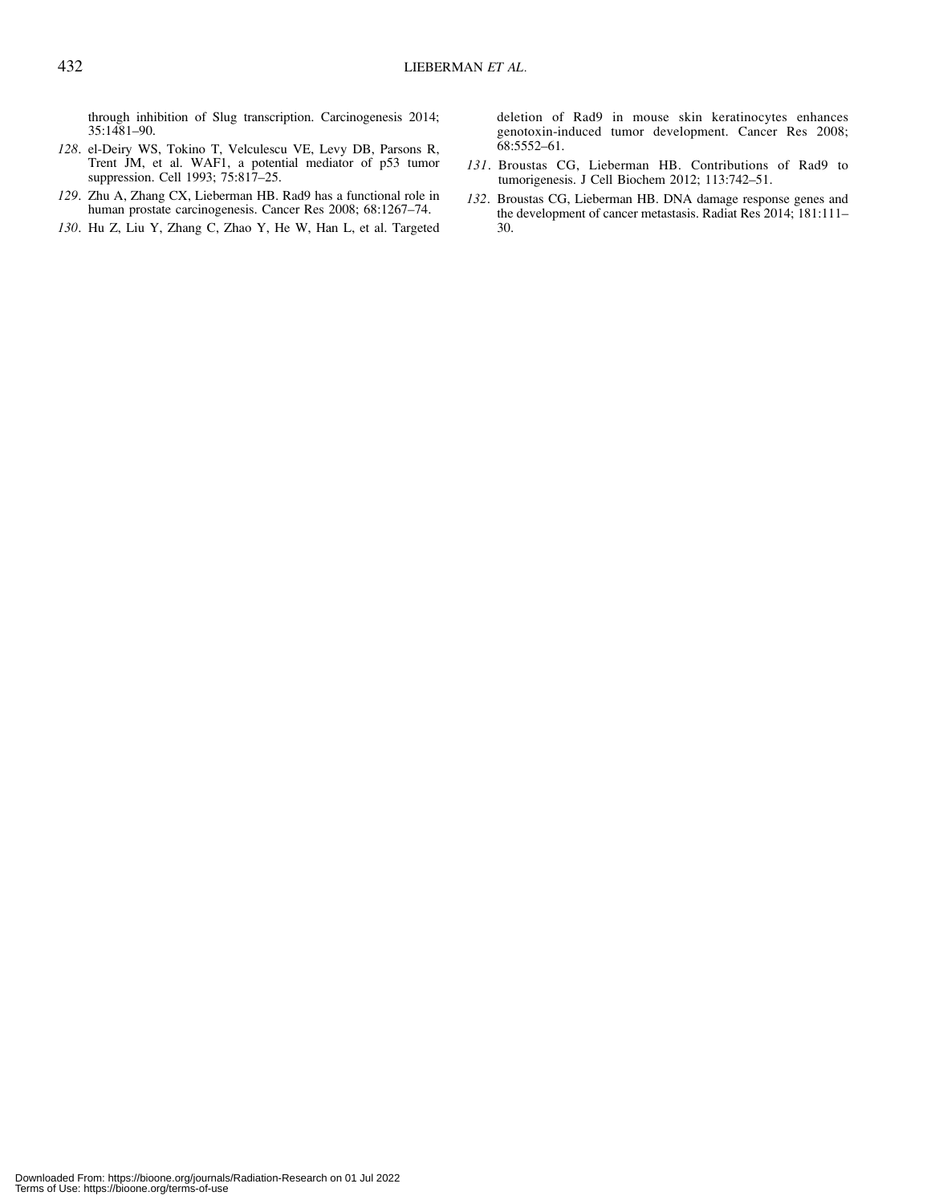through inhibition of Slug transcription. Carcinogenesis 2014; 35:1481–90.

*128*. el-Deiry WS, Tokino T, Velculescu VE, Levy DB, Parsons R, Trent JM, et al. WAF1, a potential mediator of p53 tumor suppression. Cell 1993; 75:817–25.

*129*. Zhu A, Zhang CX, Lieberman HB. Rad9 has a functional role in human prostate carcinogenesis. Cancer Res 2008; 68:1267–74.

*130*. Hu Z, Liu Y, Zhang C, Zhao Y, He W, Han L, et al. Targeted deletion of Rad9 in mouse skin keratinocytes enhances genotoxin-induced tumor development. Cancer Res 2008; 68:5552–61.

*131*. Broustas CG, Lieberman HB. Contributions of Rad9 to tumorigenesis. J Cell Biochem 2012; 113:742–51.

*132*. Broustas CG, Lieberman HB. DNA damage response genes and the development of cancer metastasis. Radiat Res 2014; 181:111–30.